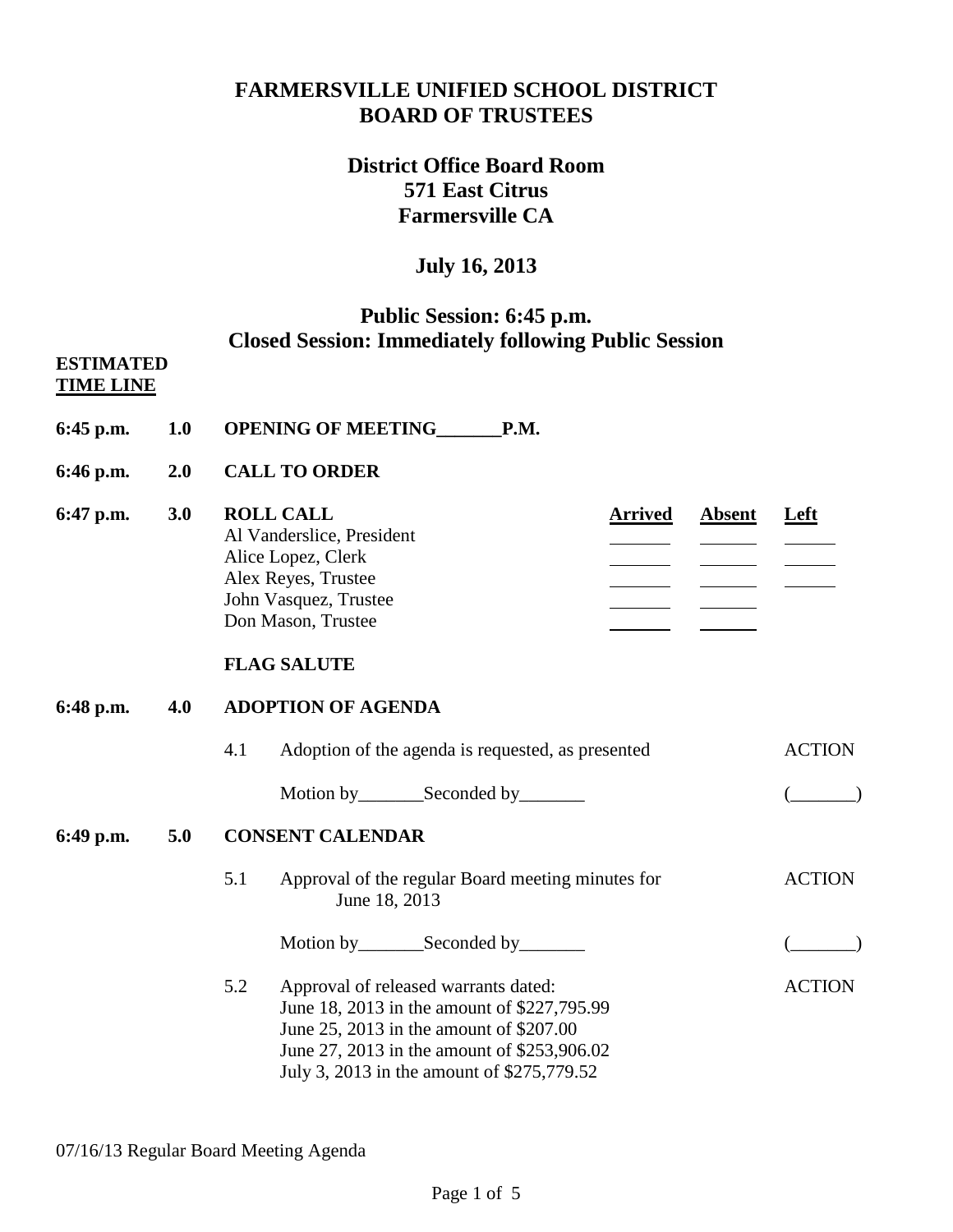# FARMERSVILLE UNIFIED SCHOOL DISTRICT
# BOARD OF TRUSTEES

## District Office Board Room
## 571 East Citrus
## Farmersville CA

## July 16, 2013

## Public Session: 6:45 p.m.
## Closed Session: Immediately following Public Session

**ESTIMATED**
**TIME LINE**

**6:45 p.m. 1.0 OPENING OF MEETING_______P.M.**

**6:46 p.m. 2.0 CALL TO ORDER**

**6:47 p.m. 3.0 ROLL CALL**

| | Arrived | Absent | Left |
|---|---|---|---|
| Al Vanderslice, President | ______ | ______ | ______ |
| Alice Lopez, Clerk | ______ | ______ | ______ |
| Alex Reyes, Trustee | ______ | ______ | ______ |
| John Vasquez, Trustee | ______ | ______ | |
| Don Mason, Trustee | ______ | ______ | |

**FLAG SALUTE**

**6:48 p.m. 4.0 ADOPTION OF AGENDA**

4.1 Adoption of the agenda is requested, as presented — ACTION

Motion by_______Seconded by_______ (_______)

**6:49 p.m. 5.0 CONSENT CALENDAR**

5.1 Approval of the regular Board meeting minutes for June 18, 2013 — ACTION

Motion by_______Seconded by_______ (_______)

5.2 Approval of released warrants dated: — ACTION
June 18, 2013 in the amount of $227,795.99
June 25, 2013 in the amount of $207.00
June 27, 2013 in the amount of $253,906.02
July 3, 2013 in the amount of $275,779.52

07/16/13 Regular Board Meeting Agenda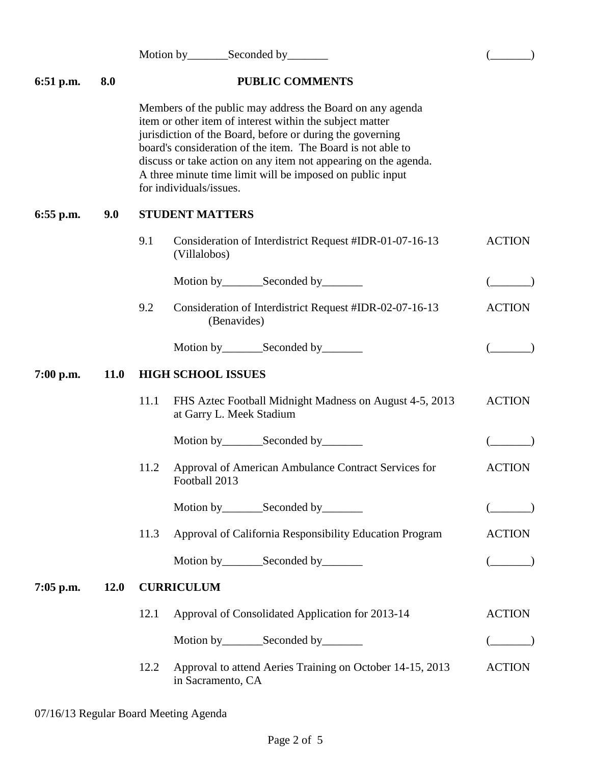Motion by_______Seconded by_______ (_______)

**6:51 p.m.** **8.0** **PUBLIC COMMENTS**

Members of the public may address the Board on any agenda item or other item of interest within the subject matter jurisdiction of the Board, before or during the governing board's consideration of the item. The Board is not able to discuss or take action on any item not appearing on the agenda. A three minute time limit will be imposed on public input for individuals/issues.

**6:55 p.m.** **9.0** **STUDENT MATTERS**

9.1 Consideration of Interdistrict Request #IDR-01-07-16-13 (Villalobos) ACTION

Motion by_______Seconded by_______ (_______)

9.2 Consideration of Interdistrict Request #IDR-02-07-16-13 (Benavides) ACTION

Motion by_______Seconded by_______ (_______)

**7:00 p.m.** **11.0** **HIGH SCHOOL ISSUES**

11.1 FHS Aztec Football Midnight Madness on August 4-5, 2013 at Garry L. Meek Stadium ACTION

Motion by_______Seconded by_______ (_______)

11.2 Approval of American Ambulance Contract Services for Football 2013 ACTION

Motion by_______Seconded by_______ (_______)

11.3 Approval of California Responsibility Education Program ACTION

Motion by_______Seconded by_______ (_______)

**7:05 p.m.** **12.0** **CURRICULUM**

12.1 Approval of Consolidated Application for 2013-14 ACTION

Motion by_______Seconded by_______ (_______)

12.2 Approval to attend Aeries Training on October 14-15, 2013 in Sacramento, CA ACTION

07/16/13 Regular Board Meeting Agenda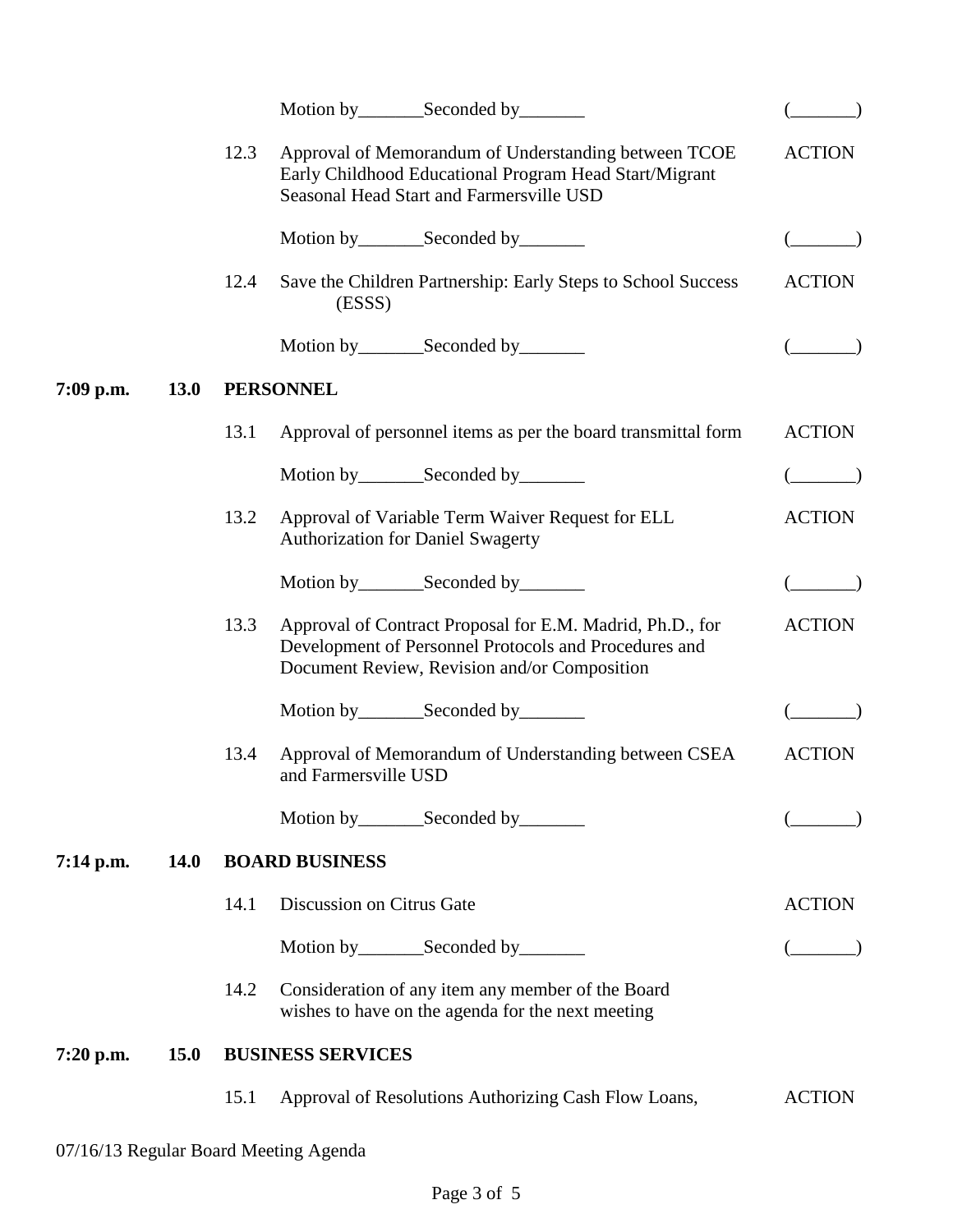| | | | | |
|---|---|---|---|---|
| | | | Motion by_______Seconded by_______ | (_______) |
| | | 12.3 | Approval of Memorandum of Understanding between TCOE Early Childhood Educational Program Head Start/Migrant Seasonal Head Start and Farmersville USD | ACTION |
| | | | Motion by_______Seconded by_______ | (_______) |
| | | 12.4 | Save the Children Partnership: Early Steps to School Success (ESSS) | ACTION |
| | | | Motion by_______Seconded by_______ | (_______) |
| **7:09 p.m.** | **13.0** | **PERSONNEL** | | |
| | | 13.1 | Approval of personnel items as per the board transmittal form | ACTION |
| | | | Motion by_______Seconded by_______ | (_______) |
| | | 13.2 | Approval of Variable Term Waiver Request for ELL Authorization for Daniel Swagerty | ACTION |
| | | | Motion by_______Seconded by_______ | (_______) |
| | | 13.3 | Approval of Contract Proposal for E.M. Madrid, Ph.D., for Development of Personnel Protocols and Procedures and Document Review, Revision and/or Composition | ACTION |
| | | | Motion by_______Seconded by_______ | (_______) |
| | | 13.4 | Approval of Memorandum of Understanding between CSEA and Farmersville USD | ACTION |
| | | | Motion by_______Seconded by_______ | (_______) |
| **7:14 p.m.** | **14.0** | **BOARD BUSINESS** | | |
| | | 14.1 | Discussion on Citrus Gate | ACTION |
| | | | Motion by_______Seconded by_______ | (_______) |
| | | 14.2 | Consideration of any item any member of the Board wishes to have on the agenda for the next meeting | |
| **7:20 p.m.** | **15.0** | **BUSINESS SERVICES** | | |
| | | 15.1 | Approval of Resolutions Authorizing Cash Flow Loans, | ACTION |

07/16/13 Regular Board Meeting Agenda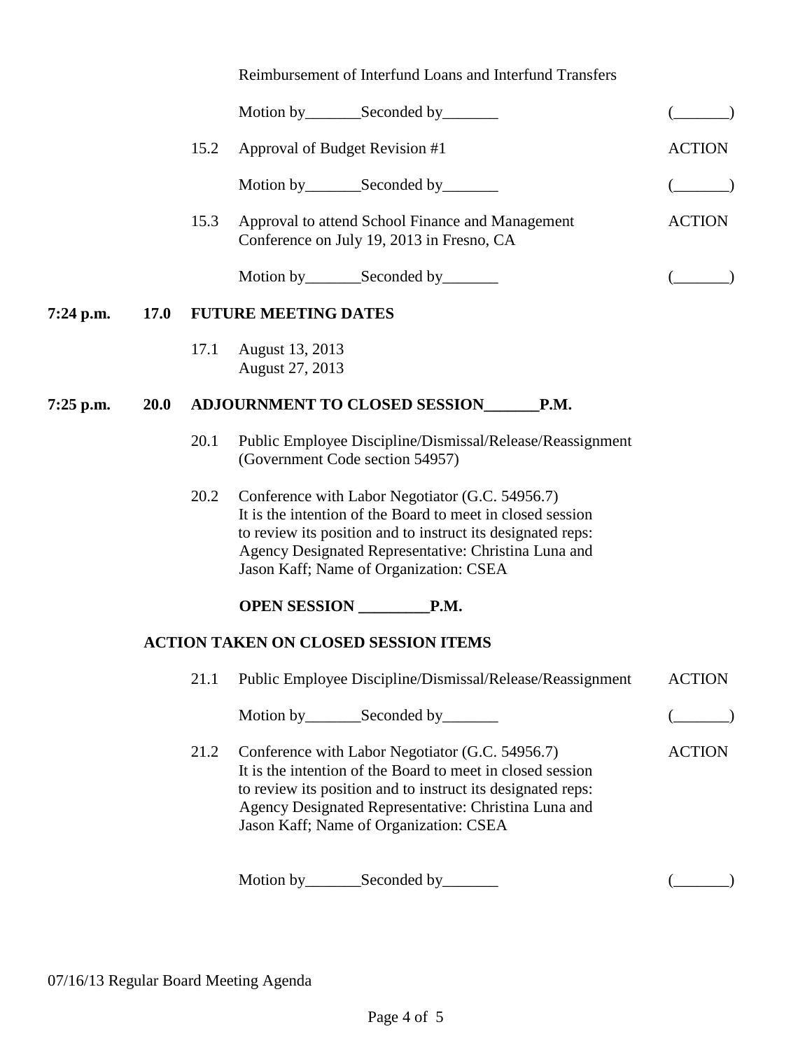Reimbursement of Interfund Loans and Interfund Transfers

Motion by_______Seconded by_______ (_______)

15.2 Approval of Budget Revision #1 ACTION

Motion by_______Seconded by_______ (_______)

15.3 Approval to attend School Finance and Management Conference on July 19, 2013 in Fresno, CA ACTION

Motion by_______Seconded by_______ (_______)

**7:24 p.m. 17.0 FUTURE MEETING DATES**

17.1 August 13, 2013
August 27, 2013

**7:25 p.m. 20.0 ADJOURNMENT TO CLOSED SESSION_______P.M.**

20.1 Public Employee Discipline/Dismissal/Release/Reassignment (Government Code section 54957)

20.2 Conference with Labor Negotiator (G.C. 54956.7)
It is the intention of the Board to meet in closed session to review its position and to instruct its designated reps:
Agency Designated Representative: Christina Luna and Jason Kaff; Name of Organization: CSEA

**OPEN SESSION _________P.M.**

**ACTION TAKEN ON CLOSED SESSION ITEMS**

21.1 Public Employee Discipline/Dismissal/Release/Reassignment ACTION

Motion by_______Seconded by_______ (_______)

21.2 Conference with Labor Negotiator (G.C. 54956.7) ACTION
It is the intention of the Board to meet in closed session to review its position and to instruct its designated reps:
Agency Designated Representative: Christina Luna and Jason Kaff; Name of Organization: CSEA

Motion by_______Seconded by_______ (_______)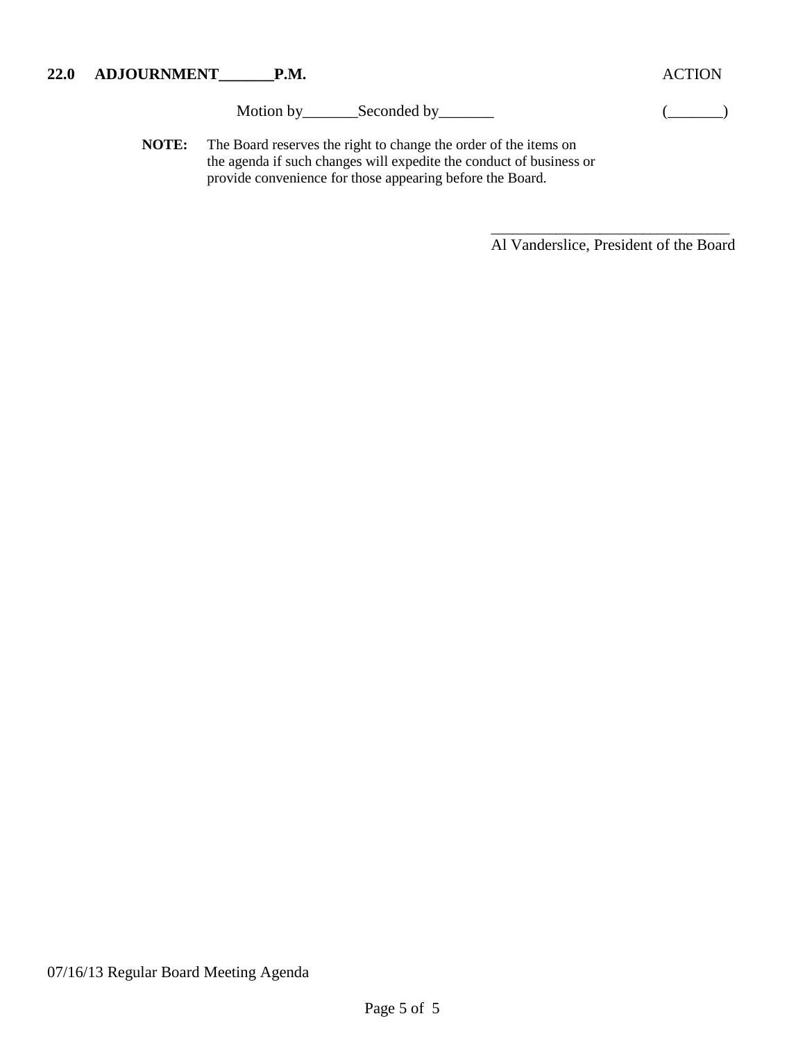**22.0 ADJOURNMENT_______P.M.** ACTION

Motion by_______Seconded by_______ (_______)

**NOTE:** The Board reserves the right to change the order of the items on the agenda if such changes will expedite the conduct of business or provide convenience for those appearing before the Board.

_______________________________

Al Vanderslice, President of the Board

07/16/13 Regular Board Meeting Agenda